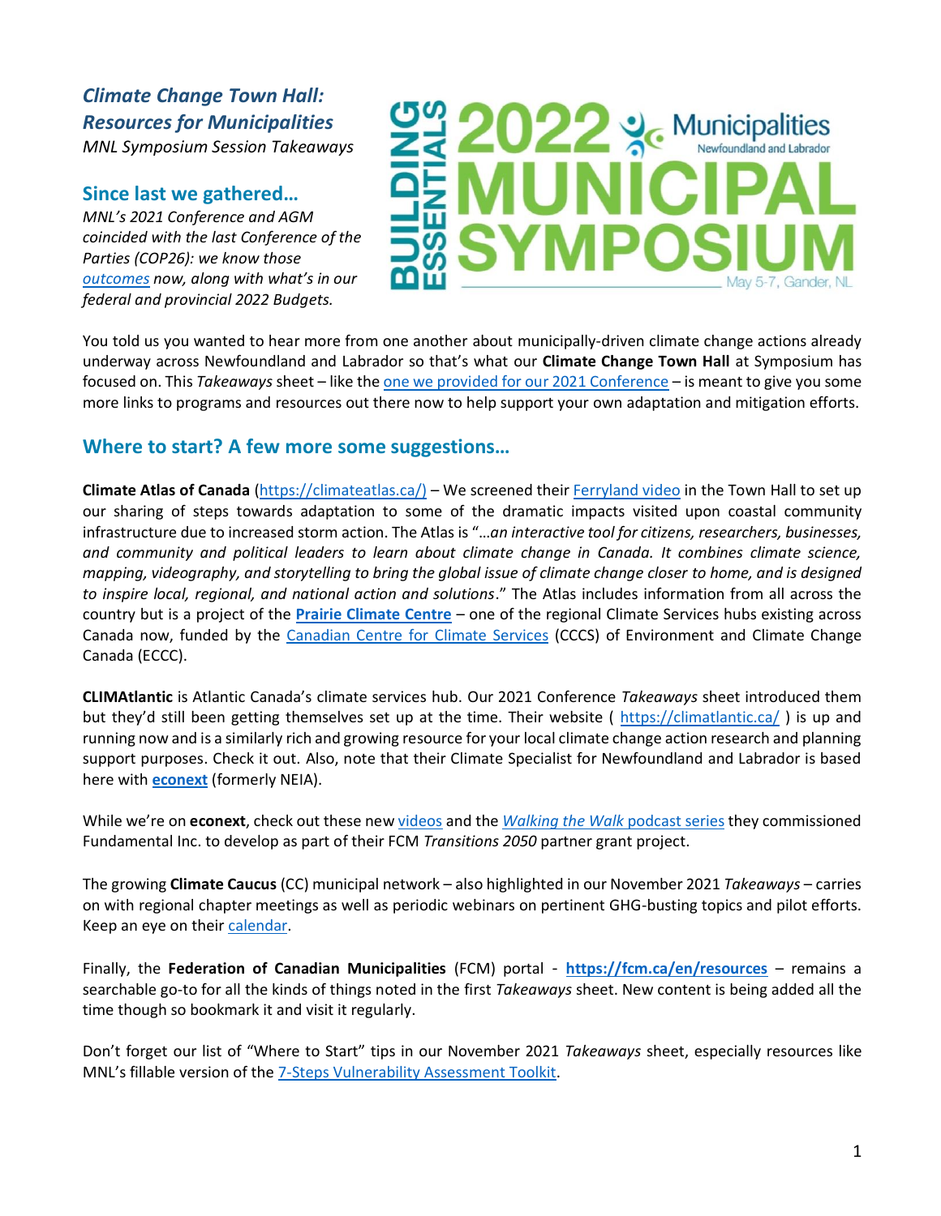# *Climate Change Town Hall: Resources for Municipalities*

*MNL Symposium Session Takeaways*

BUILDING ESSENTIALS 2022 MUNICIPAL SYMPOSIUM — Municipalities Newfoundland and Labrador — May 5-7, Gander, NL

## Since last we gathered…

*MNL's 2021 Conference and AGM coincided with the last Conference of the Parties (COP26): we know those outcomes now, along with what's in our federal and provincial 2022 Budgets.*

You told us you wanted to hear more from one another about municipally-driven climate change actions already underway across Newfoundland and Labrador so that's what our **Climate Change Town Hall** at Symposium has focused on. This *Takeaways* sheet – like the one we provided for our 2021 Conference – is meant to give you some more links to programs and resources out there now to help support your own adaptation and mitigation efforts.

## Where to start? A few more some suggestions…

**Climate Atlas of Canada** (https://climateatlas.ca/) – We screened their Ferryland video in the Town Hall to set up our sharing of steps towards adaptation to some of the dramatic impacts visited upon coastal community infrastructure due to increased storm action. The Atlas is "…*an interactive tool for citizens, researchers, businesses, and community and political leaders to learn about climate change in Canada. It combines climate science, mapping, videography, and storytelling to bring the global issue of climate change closer to home, and is designed to inspire local, regional, and national action and solutions*." The Atlas includes information from all across the country but is a project of the **Prairie Climate Centre** – one of the regional Climate Services hubs existing across Canada now, funded by the Canadian Centre for Climate Services (CCCS) of Environment and Climate Change Canada (ECCC).

**CLIMAtlantic** is Atlantic Canada's climate services hub. Our 2021 Conference *Takeaways* sheet introduced them but they'd still been getting themselves set up at the time. Their website ( https://climatlantic.ca/ ) is up and running now and is a similarly rich and growing resource for your local climate change action research and planning support purposes. Check it out. Also, note that their Climate Specialist for Newfoundland and Labrador is based here with **econext** (formerly NEIA).

While we're on **econext**, check out these new videos and the *Walking the Walk* podcast series they commissioned Fundamental Inc. to develop as part of their FCM *Transitions 2050* partner grant project.

The growing **Climate Caucus** (CC) municipal network – also highlighted in our November 2021 *Takeaways* – carries on with regional chapter meetings as well as periodic webinars on pertinent GHG-busting topics and pilot efforts. Keep an eye on their calendar.

Finally, the **Federation of Canadian Municipalities** (FCM) portal - **https://fcm.ca/en/resources** – remains a searchable go-to for all the kinds of things noted in the first *Takeaways* sheet. New content is being added all the time though so bookmark it and visit it regularly.

Don't forget our list of "Where to Start" tips in our November 2021 *Takeaways* sheet, especially resources like MNL's fillable version of the 7-Steps Vulnerability Assessment Toolkit.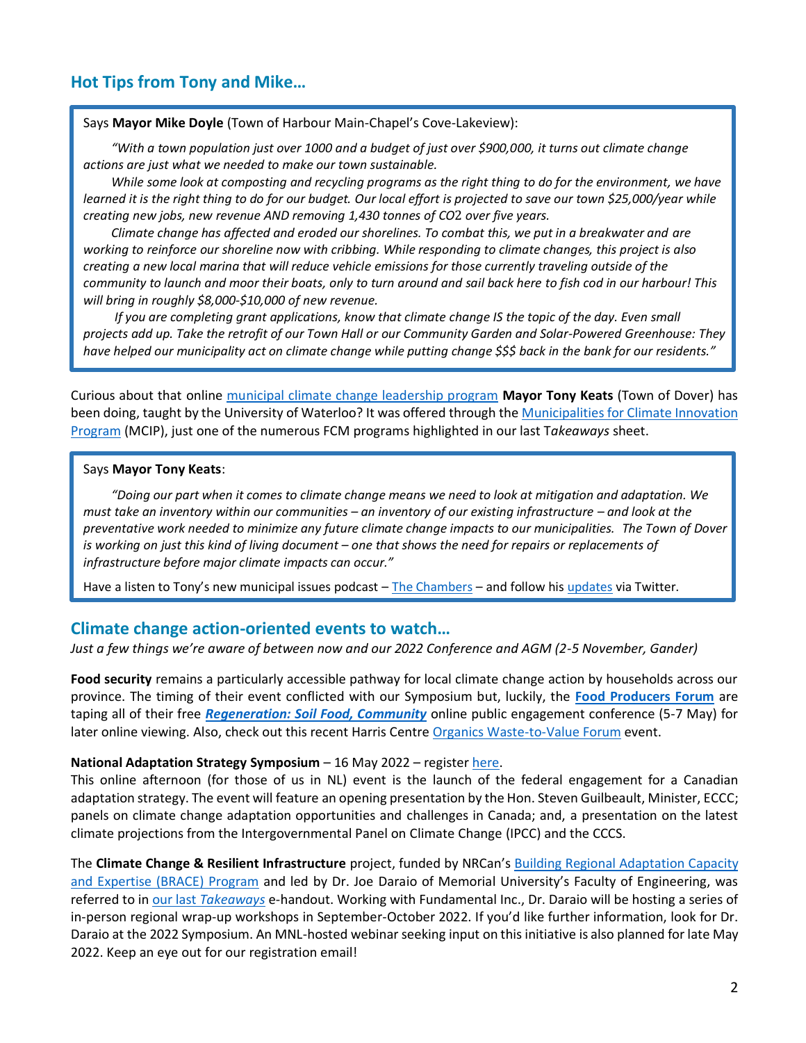## Hot Tips from Tony and Mike…

Says **Mayor Mike Doyle** (Town of Harbour Main-Chapel's Cove-Lakeview):

*"With a town population just over 1000 and a budget of just over $900,000, it turns out climate change actions are just what we needed to make our town sustainable.*

*While some look at composting and recycling programs as the right thing to do for the environment, we have learned it is the right thing to do for our budget. Our local effort is projected to save our town $25,000/year while creating new jobs, new revenue AND removing 1,430 tonnes of $CO_2$ over five years.*

*Climate change has affected and eroded our shorelines. To combat this, we put in a breakwater and are working to reinforce our shoreline now with cribbing. While responding to climate changes, this project is also creating a new local marina that will reduce vehicle emissions for those currently traveling outside of the community to launch and moor their boats, only to turn around and sail back here to fish cod in our harbour! This will bring in roughly $8,000-$10,000 of new revenue.*

*If you are completing grant applications, know that climate change IS the topic of the day. Even small projects add up. Take the retrofit of our Town Hall or our Community Garden and Solar-Powered Greenhouse: They have helped our municipality act on climate change while putting change $$$ back in the bank for our residents."*

Curious about that online municipal climate change leadership program **Mayor Tony Keats** (Town of Dover) has been doing, taught by the University of Waterloo? It was offered through the Municipalities for Climate Innovation Program (MCIP), just one of the numerous FCM programs highlighted in our last T*akeaways* sheet.

Says **Mayor Tony Keats**:

*"Doing our part when it comes to climate change means we need to look at mitigation and adaptation. We must take an inventory within our communities – an inventory of our existing infrastructure – and look at the preventative work needed to minimize any future climate change impacts to our municipalities. The Town of Dover is working on just this kind of living document – one that shows the need for repairs or replacements of infrastructure before major climate impacts can occur."*

Have a listen to Tony's new municipal issues podcast – The Chambers – and follow his updates via Twitter.

## Climate change action-oriented events to watch…

*Just a few things we're aware of between now and our 2022 Conference and AGM (2-5 November, Gander)*

**Food security** remains a particularly accessible pathway for local climate change action by households across our province. The timing of their event conflicted with our Symposium but, luckily, the **Food Producers Forum** are taping all of their free ***Regeneration: Soil Food, Community*** online public engagement conference (5-7 May) for later online viewing. Also, check out this recent Harris Centre Organics Waste-to-Value Forum event.

**National Adaptation Strategy Symposium** – 16 May 2022 – register here.
This online afternoon (for those of us in NL) event is the launch of the federal engagement for a Canadian adaptation strategy. The event will feature an opening presentation by the Hon. Steven Guilbeault, Minister, ECCC; panels on climate change adaptation opportunities and challenges in Canada; and, a presentation on the latest climate projections from the Intergovernmental Panel on Climate Change (IPCC) and the CCCS.

The **Climate Change & Resilient Infrastructure** project, funded by NRCan's Building Regional Adaptation Capacity and Expertise (BRACE) Program and led by Dr. Joe Daraio of Memorial University's Faculty of Engineering, was referred to in our last *Takeaways* e-handout. Working with Fundamental Inc., Dr. Daraio will be hosting a series of in-person regional wrap-up workshops in September-October 2022. If you'd like further information, look for Dr. Daraio at the 2022 Symposium. An MNL-hosted webinar seeking input on this initiative is also planned for late May 2022. Keep an eye out for our registration email!